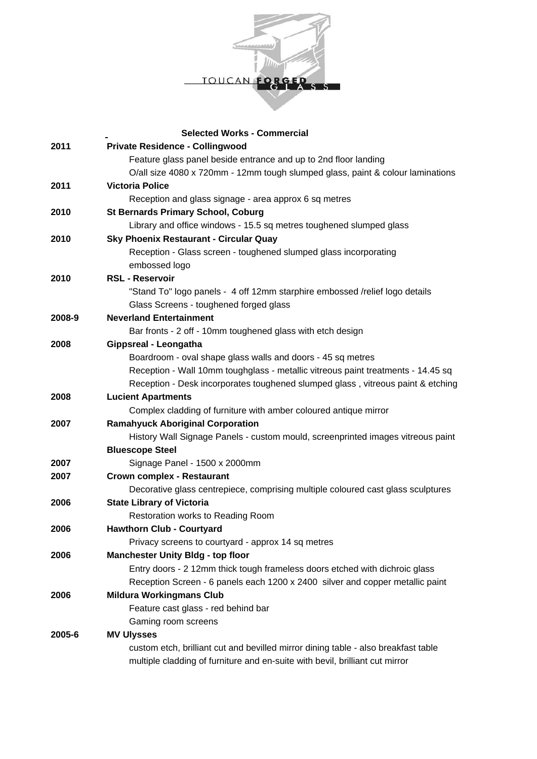TOUCAN FORGED GLASS

## Selected Works - Commercial

| | |
|---|---|
| **2011** | **Private Residence - Collingwood** |
| | Feature glass panel beside entrance and up to 2nd floor landing |
| | O/all size 4080 x 720mm - 12mm tough slumped glass, paint & colour laminations |
| **2011** | **Victoria Police** |
| | Reception and glass signage - area approx 6 sq metres |
| **2010** | **St Bernards Primary School, Coburg** |
| | Library and office windows - 15.5 sq metres toughened slumped glass |
| **2010** | **Sky Phoenix Restaurant - Circular Quay** |
| | Reception - Glass screen - toughened slumped glass incorporating embossed logo |
| **2010** | **RSL - Reservoir** |
| | "Stand To" logo panels - 4 off 12mm starphire embossed /relief logo details |
| | Glass Screens - toughened forged glass |
| **2008-9** | **Neverland Entertainment** |
| | Bar fronts - 2 off - 10mm toughened glass with etch design |
| **2008** | **Gippsreal - Leongatha** |
| | Boardroom - oval shape glass walls and doors - 45 sq metres |
| | Reception - Wall 10mm toughglass - metallic vitreous paint treatments - 14.45 sq |
| | Reception - Desk incorporates toughened slumped glass , vitreous paint & etching |
| **2008** | **Lucient Apartments** |
| | Complex cladding of furniture with amber coloured antique mirror |
| **2007** | **Ramahyuck Aboriginal Corporation** |
| | History Wall Signage Panels - custom mould, screenprinted images vitreous paint |
| | **Bluescope Steel** |
| **2007** | Signage Panel - 1500 x 2000mm |
| **2007** | **Crown complex - Restaurant** |
| | Decorative glass centrepiece, comprising multiple coloured cast glass sculptures |
| **2006** | **State Library of Victoria** |
| | Restoration works to Reading Room |
| **2006** | **Hawthorn Club - Courtyard** |
| | Privacy screens to courtyard - approx 14 sq metres |
| **2006** | **Manchester Unity Bldg - top floor** |
| | Entry doors - 2 12mm thick tough frameless doors etched with dichroic glass |
| | Reception Screen - 6 panels each 1200 x 2400 silver and copper metallic paint |
| **2006** | **Mildura Workingmans Club** |
| | Feature cast glass - red behind bar |
| | Gaming room screens |
| **2005-6** | **MV Ulysses** |
| | custom etch, brilliant cut and bevilled mirror dining table - also breakfast table |
| | multiple cladding of furniture and en-suite with bevil, brilliant cut mirror |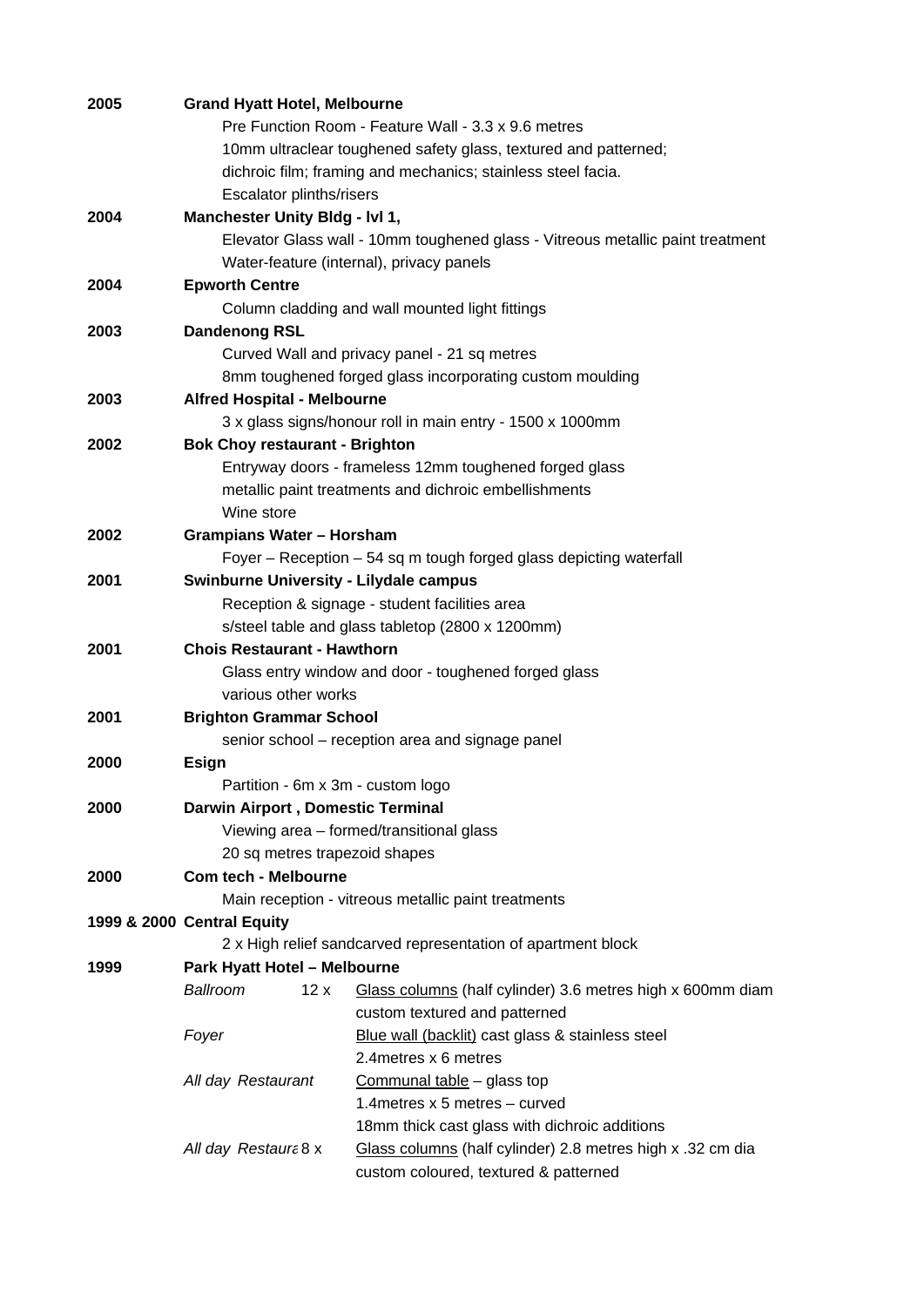**2005** **Grand Hyatt Hotel, Melbourne**

Pre Function Room - Feature Wall - 3.3 x 9.6 metres
10mm ultraclear toughened safety glass, textured and patterned;
dichroic film; framing and mechanics; stainless steel facia.
Escalator plinths/risers

**2004** **Manchester Unity Bldg - lvl 1,**

Elevator Glass wall - 10mm toughened glass - Vitreous metallic paint treatment
Water-feature (internal), privacy panels

**2004** **Epworth Centre**

Column cladding and wall mounted light fittings

**2003** **Dandenong RSL**

Curved Wall and privacy panel - 21 sq metres
8mm toughened forged glass incorporating custom moulding

**2003** **Alfred Hospital - Melbourne**

3 x glass signs/honour roll in main entry - 1500 x 1000mm

**2002** **Bok Choy restaurant - Brighton**

Entryway doors - frameless 12mm toughened forged glass
metallic paint treatments and dichroic embellishments
Wine store

**2002** **Grampians Water – Horsham**

Foyer – Reception – 54 sq m tough forged glass depicting waterfall

**2001** **Swinburne University - Lilydale campus**

Reception & signage - student facilities area
s/steel table and glass tabletop (2800 x 1200mm)

**2001** **Chois Restaurant - Hawthorn**

Glass entry window and door - toughened forged glass
various other works

**2001** **Brighton Grammar School**

senior school – reception area and signage panel

**2000** **Esign**

Partition - 6m x 3m - custom logo

**2000** **Darwin Airport , Domestic Terminal**

Viewing area – formed/transitional glass
20 sq metres trapezoid shapes

**2000** **Com tech - Melbourne**

Main reception - vitreous metallic paint treatments

**1999 & 2000** **Central Equity**

2 x High relief sandcarved representation of apartment block

**1999** **Park Hyatt Hotel – Melbourne**

| | | |
|---|---|---|
| *Ballroom* | 12 x | Glass columns (half cylinder) 3.6 metres high x 600mm diam<br>custom textured and patterned |
| *Foyer* | | Blue wall (backlit) cast glass & stainless steel<br>2.4metres x 6 metres |
| *All day Restaurant* | | Communal table – glass top<br>1.4metres x 5 metres – curved<br>18mm thick cast glass with dichroic additions |
| *All day Restaura* | 8 x | Glass columns (half cylinder) 2.8 metres high x .32 cm dia<br>custom coloured, textured & patterned |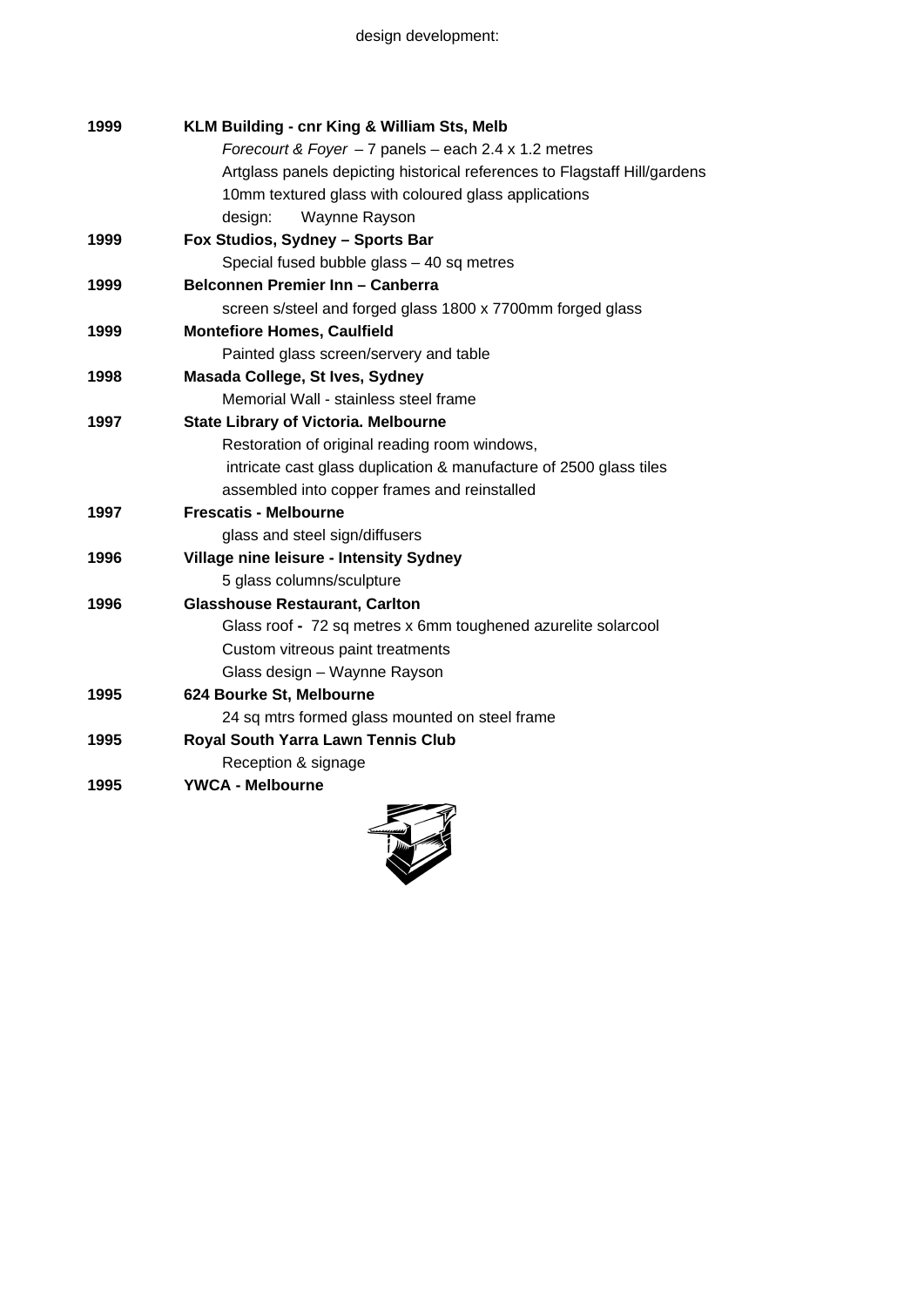design development:

| | |
|---|---|
| **1999** | **KLM Building - cnr King & William Sts, Melb** |
| | *Forecourt & Foyer* – 7 panels – each 2.4 x 1.2 metres |
| | Artglass panels depicting historical references to Flagstaff Hill/gardens |
| | 10mm textured glass with coloured glass applications |
| | design: Waynne Rayson |
| **1999** | **Fox Studios, Sydney – Sports Bar** |
| | Special fused bubble glass – 40 sq metres |
| **1999** | **Belconnen Premier Inn – Canberra** |
| | screen s/steel and forged glass 1800 x 7700mm forged glass |
| **1999** | **Montefiore Homes, Caulfield** |
| | Painted glass screen/servery and table |
| **1998** | **Masada College, St Ives, Sydney** |
| | Memorial Wall - stainless steel frame |
| **1997** | **State Library of Victoria. Melbourne** |
| | Restoration of original reading room windows, |
| | intricate cast glass duplication & manufacture of 2500 glass tiles |
| | assembled into copper frames and reinstalled |
| **1997** | **Frescatis - Melbourne** |
| | glass and steel sign/diffusers |
| **1996** | **Village nine leisure - Intensity Sydney** |
| | 5 glass columns/sculpture |
| **1996** | **Glasshouse Restaurant, Carlton** |
| | Glass roof **-** 72 sq metres x 6mm toughened azurelite solarcool |
| | Custom vitreous paint treatments |
| | Glass design – Waynne Rayson |
| **1995** | **624 Bourke St, Melbourne** |
| | 24 sq mtrs formed glass mounted on steel frame |
| **1995** | **Royal South Yarra Lawn Tennis Club** |
| | Reception & signage |
| **1995** | **YWCA - Melbourne** |